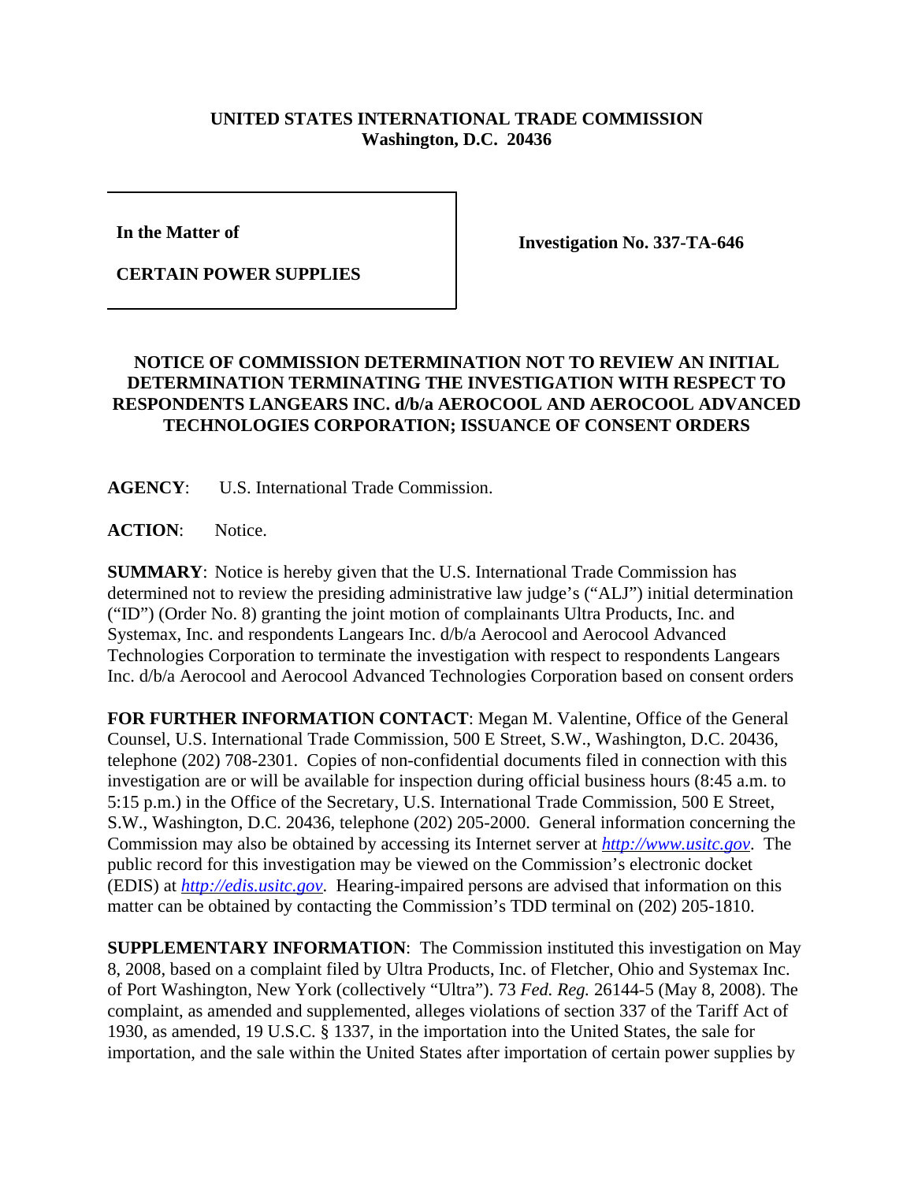**UNITED STATES INTERNATIONAL TRADE COMMISSION**
**Washington, D.C. 20436**

| **In the Matter of** **CERTAIN POWER SUPPLIES** | **Investigation No. 337-TA-646** |
|---|---|

**NOTICE OF COMMISSION DETERMINATION NOT TO REVIEW AN INITIAL DETERMINATION TERMINATING THE INVESTIGATION WITH RESPECT TO RESPONDENTS LANGEARS INC. d/b/a AEROCOOL AND AEROCOOL ADVANCED TECHNOLOGIES CORPORATION; ISSUANCE OF CONSENT ORDERS**

**AGENCY**: U.S. International Trade Commission.

**ACTION**: Notice.

**SUMMARY**: Notice is hereby given that the U.S. International Trade Commission has determined not to review the presiding administrative law judge's ("ALJ") initial determination ("ID") (Order No. 8) granting the joint motion of complainants Ultra Products, Inc. and Systemax, Inc. and respondents Langears Inc. d/b/a Aerocool and Aerocool Advanced Technologies Corporation to terminate the investigation with respect to respondents Langears Inc. d/b/a Aerocool and Aerocool Advanced Technologies Corporation based on consent orders

**FOR FURTHER INFORMATION CONTACT**: Megan M. Valentine, Office of the General Counsel, U.S. International Trade Commission, 500 E Street, S.W., Washington, D.C. 20436, telephone (202) 708-2301. Copies of non-confidential documents filed in connection with this investigation are or will be available for inspection during official business hours (8:45 a.m. to 5:15 p.m.) in the Office of the Secretary, U.S. International Trade Commission, 500 E Street, S.W., Washington, D.C. 20436, telephone (202) 205-2000. General information concerning the Commission may also be obtained by accessing its Internet server at *http://www.usitc.gov*. The public record for this investigation may be viewed on the Commission's electronic docket (EDIS) at *http://edis.usitc.gov*. Hearing-impaired persons are advised that information on this matter can be obtained by contacting the Commission's TDD terminal on (202) 205-1810.

**SUPPLEMENTARY INFORMATION**: The Commission instituted this investigation on May 8, 2008, based on a complaint filed by Ultra Products, Inc. of Fletcher, Ohio and Systemax Inc. of Port Washington, New York (collectively "Ultra"). 73 *Fed. Reg.* 26144-5 (May 8, 2008). The complaint, as amended and supplemented, alleges violations of section 337 of the Tariff Act of 1930, as amended, 19 U.S.C. § 1337, in the importation into the United States, the sale for importation, and the sale within the United States after importation of certain power supplies by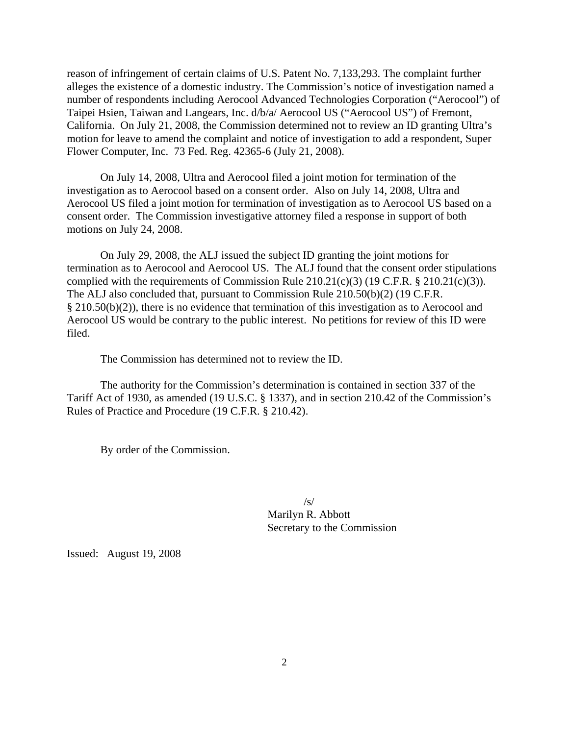reason of infringement of certain claims of U.S. Patent No. 7,133,293. The complaint further alleges the existence of a domestic industry. The Commission's notice of investigation named a number of respondents including Aerocool Advanced Technologies Corporation ("Aerocool") of Taipei Hsien, Taiwan and Langears, Inc. d/b/a/ Aerocool US ("Aerocool US") of Fremont, California. On July 21, 2008, the Commission determined not to review an ID granting Ultra's motion for leave to amend the complaint and notice of investigation to add a respondent, Super Flower Computer, Inc. 73 Fed. Reg. 42365-6 (July 21, 2008).

On July 14, 2008, Ultra and Aerocool filed a joint motion for termination of the investigation as to Aerocool based on a consent order. Also on July 14, 2008, Ultra and Aerocool US filed a joint motion for termination of investigation as to Aerocool US based on a consent order. The Commission investigative attorney filed a response in support of both motions on July 24, 2008.

On July 29, 2008, the ALJ issued the subject ID granting the joint motions for termination as to Aerocool and Aerocool US. The ALJ found that the consent order stipulations complied with the requirements of Commission Rule 210.21(c)(3) (19 C.F.R. § 210.21(c)(3)). The ALJ also concluded that, pursuant to Commission Rule 210.50(b)(2) (19 C.F.R. § 210.50(b)(2)), there is no evidence that termination of this investigation as to Aerocool and Aerocool US would be contrary to the public interest. No petitions for review of this ID were filed.

The Commission has determined not to review the ID.

The authority for the Commission's determination is contained in section 337 of the Tariff Act of 1930, as amended (19 U.S.C. § 1337), and in section 210.42 of the Commission's Rules of Practice and Procedure (19 C.F.R. § 210.42).

By order of the Commission.

/s/
Marilyn R. Abbott
Secretary to the Commission

Issued: August 19, 2008